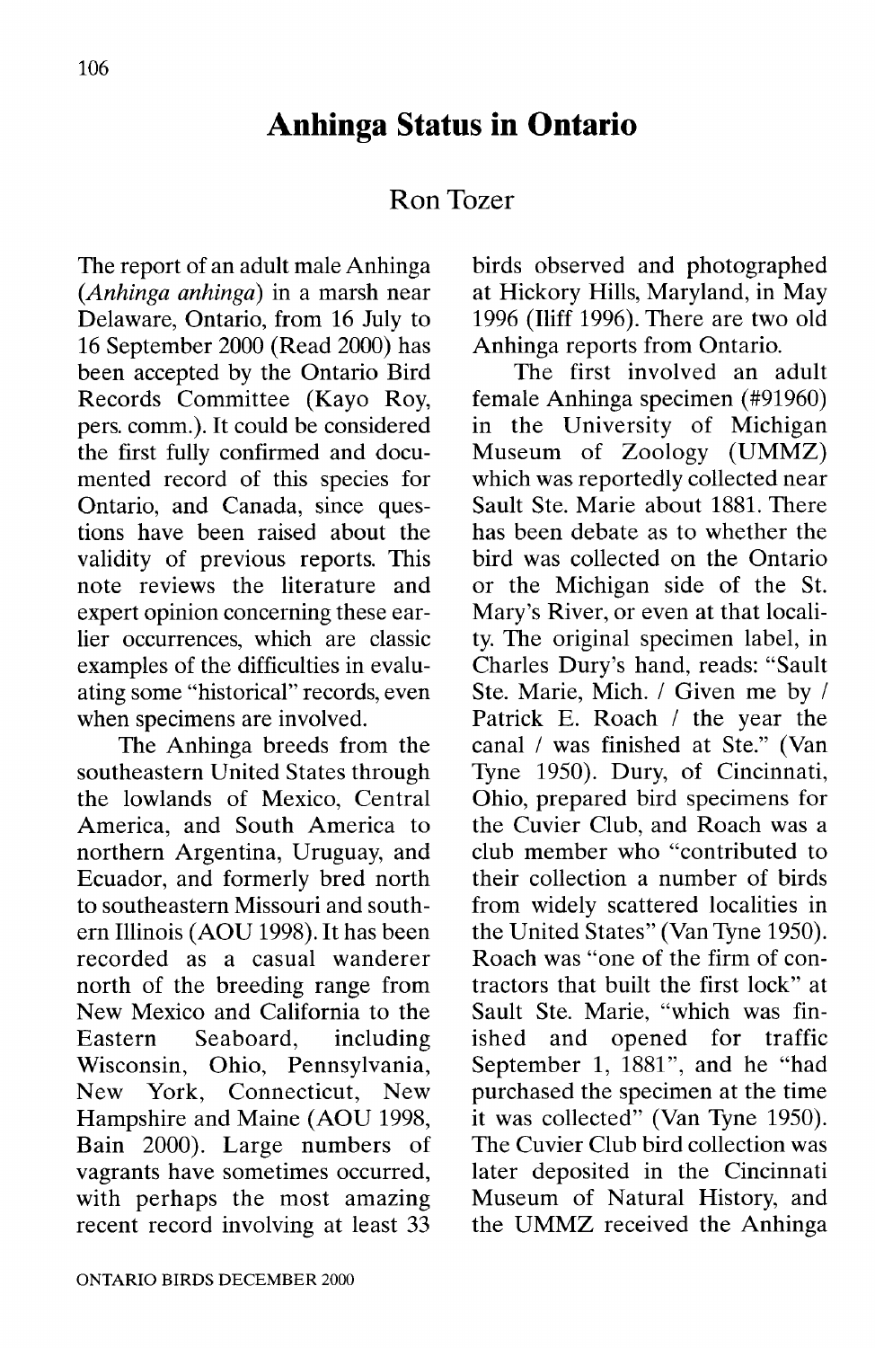# Anhinga Status in Ontario

## Ron Tozer

The report of an adult male Anhinga (*Anhinga anhinga*) in a marsh near Delaware, Ontario, from 16 July to 16 September 2000 (Read 2000) has been accepted by the Ontario Bird Records Committee (Kayo Roy, pers. comm.). It could be considered the first fully confirmed and documented record of this species for Ontario, and Canada, since questions have been raised about the validity of previous reports. This note reviews the literature and expert opinion concerning these earlier occurrences, which are classic examples of the difficulties in evaluating some "historical" records, even when specimens are involved.

The Anhinga breeds from the southeastern United States through the lowlands of Mexico, Central America, and South America to northern Argentina, Uruguay, and Ecuador, and formerly bred north to southeastern Missouri and southern Illinois (AOU 1998). It has been recorded as a casual wanderer north of the breeding range from New Mexico and California to the Eastern Seaboard, including Wisconsin, Ohio, Pennsylvania, New York, Connecticut, New Hampshire and Maine (AOU 1998, Bain 2000). Large numbers of vagrants have sometimes occurred, with perhaps the most amazing recent record involving at least 33 birds observed and photographed at Hickory Hills, Maryland, in May 1996 (Iliff 1996). There are two old Anhinga reports from Ontario.

The first involved an adult female Anhinga specimen (#91960) in the University of Michigan Museum of Zoology (UMMZ) which was reportedly collected near Sault Ste. Marie about 1881. There has been debate as to whether the bird was collected on the Ontario or the Michigan side of the St. Mary's River, or even at that locality. The original specimen label, in Charles Dury's hand, reads: "Sault Ste. Marie, Mich. / Given me by / Patrick E. Roach / the year the canal / was finished at Ste." (Van Tyne 1950). Dury, of Cincinnati, Ohio, prepared bird specimens for the Cuvier Club, and Roach was a club member who "contributed to their collection a number of birds from widely scattered localities in the United States" (Van Tyne 1950). Roach was "one of the firm of contractors that built the first lock" at Sault Ste. Marie, "which was finished and opened for traffic September 1, 1881", and he "had purchased the specimen at the time it was collected" (Van Tyne 1950). The Cuvier Club bird collection was later deposited in the Cincinnati Museum of Natural History, and the UMMZ received the Anhinga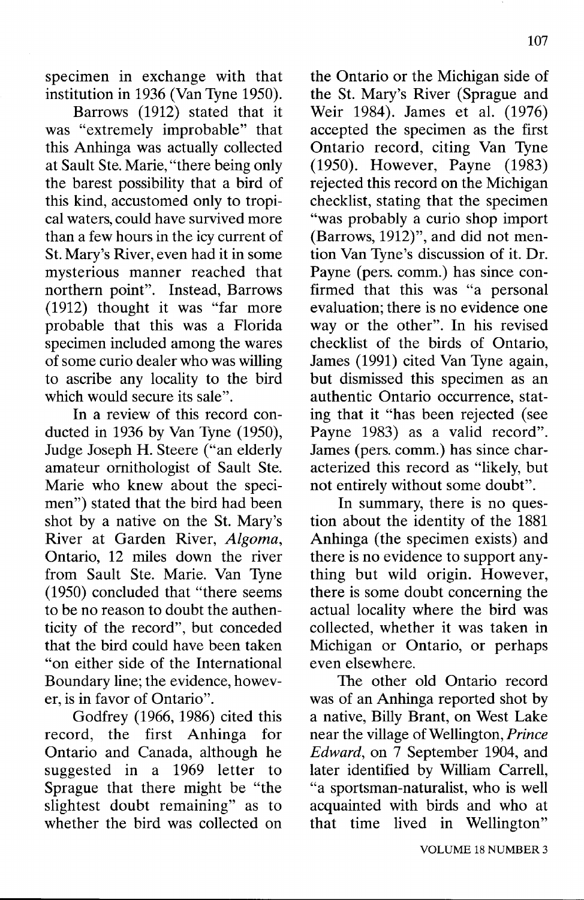specimen in exchange with that institution in 1936 (Van Tyne 1950).

Barrows (1912) stated that it was "extremely improbable" that this Anhinga was actually collected at Sault Ste. Marie, "there being only the barest possibility that a bird of this kind, accustomed only to tropical waters, could have survived more than a few hours in the icy current of St. Mary's River, even had it in some mysterious manner reached that northern point". Instead, Barrows (1912) thought it was "far more probable that this was a Florida specimen included among the wares of some curio dealer who was willing to ascribe any locality to the bird which would secure its sale".

In a review of this record conducted in 1936 by Van Tyne (1950), Judge Joseph H. Steere ("an elderly amateur ornithologist of Sault Ste. Marie who knew about the specimen") stated that the bird had been shot by a native on the St. Mary's River at Garden River, *Algoma*, Ontario, 12 miles down the river from Sault Ste. Marie. Van Tyne (1950) concluded that "there seems to be no reason to doubt the authenticity of the record", but conceded that the bird could have been taken "on either side of the International Boundary line; the evidence, however, is in favor of Ontario".

Godfrey (1966, 1986) cited this record, the first Anhinga for Ontario and Canada, although he suggested in a 1969 letter to Sprague that there might be "the slightest doubt remaining" as to whether the bird was collected on the Ontario or the Michigan side of the St. Mary's River (Sprague and Weir 1984). James et al. (1976) accepted the specimen as the first Ontario record, citing Van Tyne (1950). However, Payne (1983) rejected this record on the Michigan checklist, stating that the specimen "was probably a curio shop import (Barrows, 1912)", and did not mention Van Tyne's discussion of it. Dr. Payne (pers. comm.) has since confirmed that this was "a personal evaluation; there is no evidence one way or the other". In his revised checklist of the birds of Ontario, James (1991) cited Van Tyne again, but dismissed this specimen as an authentic Ontario occurrence, stating that it "has been rejected (see Payne 1983) as a valid record". James (pers. comm.) has since characterized this record as "likely, but not entirely without some doubt".

In summary, there is no question about the identity of the 1881 Anhinga (the specimen exists) and there is no evidence to support anything but wild origin. However, there is some doubt concerning the actual locality where the bird was collected, whether it was taken in Michigan or Ontario, or perhaps even elsewhere.

The other old Ontario record was of an Anhinga reported shot by a native, Billy Brant, on West Lake near the village of Wellington, *Prince Edward*, on 7 September 1904, and later identified by William Carrell, "a sportsman-naturalist, who is well acquainted with birds and who at that time lived in Wellington"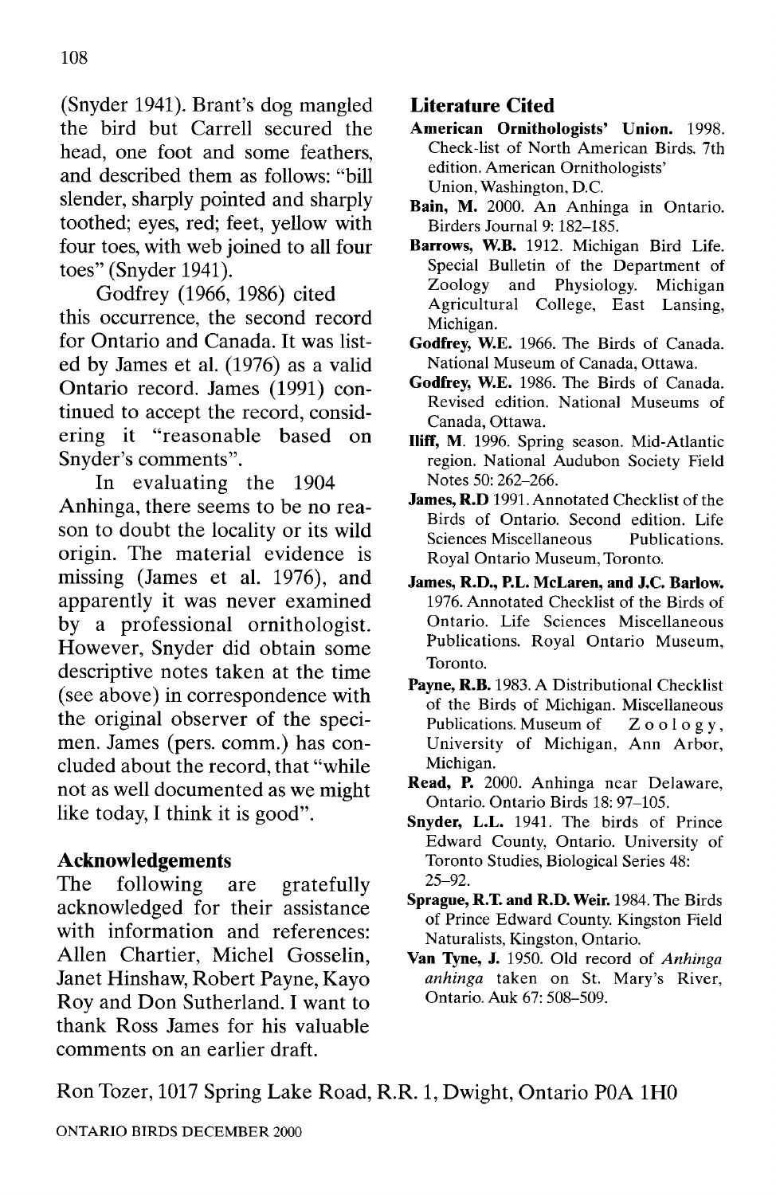(Snyder 1941). Brant's dog mangled the bird but Carrell secured the head, one foot and some feathers, and described them as follows: "bill slender, sharply pointed and sharply toothed; eyes, red; feet, yellow with four toes, with web joined to all four toes" (Snyder 1941).

Godfrey (1966, 1986) cited this occurrence, the second record for Ontario and Canada. It was listed by James et al. (1976) as a valid Ontario record. James (1991) continued to accept the record, considering it "reasonable based on Snyder's comments".

In evaluating the 1904 Anhinga, there seems to be no reason to doubt the locality or its wild origin. The material evidence is missing (James et al. 1976), and apparently it was never examined by a professional ornithologist. However, Snyder did obtain some descriptive notes taken at the time (see above) in correspondence with the original observer of the specimen. James (pers. comm.) has concluded about the record, that "while not as well documented as we might like today, I think it is good".

## Acknowledgements

The following are gratefully acknowledged for their assistance with information and references: Allen Chartier, Michel Gosselin, Janet Hinshaw, Robert Payne, Kayo Roy and Don Sutherland. I want to thank Ross James for his valuable comments on an earlier draft.

## Literature Cited

**American Ornithologists' Union.** 1998. Check-list of North American Birds. 7th edition. American Ornithologists' Union, Washington, D.C.

**Bain, M.** 2000. An Anhinga in Ontario. Birders Journal 9: 182–185.

**Barrows, W.B.** 1912. Michigan Bird Life. Special Bulletin of the Department of Zoology and Physiology. Michigan Agricultural College, East Lansing, Michigan.

**Godfrey, W.E.** 1966. The Birds of Canada. National Museum of Canada, Ottawa.

**Godfrey, W.E.** 1986. The Birds of Canada. Revised edition. National Museums of Canada, Ottawa.

**Iliff, M.** 1996. Spring season. Mid-Atlantic region. National Audubon Society Field Notes 50: 262–266.

**James, R.D** 1991. Annotated Checklist of the Birds of Ontario. Second edition. Life Sciences Miscellaneous Publications. Royal Ontario Museum, Toronto.

**James, R.D., P.L. McLaren, and J.C. Barlow.** 1976. Annotated Checklist of the Birds of Ontario. Life Sciences Miscellaneous Publications. Royal Ontario Museum, Toronto.

**Payne, R.B.** 1983. A Distributional Checklist of the Birds of Michigan. Miscellaneous Publications. Museum of Zoology, University of Michigan, Ann Arbor, Michigan.

**Read, P.** 2000. Anhinga near Delaware, Ontario. Ontario Birds 18: 97–105.

**Snyder, L.L.** 1941. The birds of Prince Edward County, Ontario. University of Toronto Studies, Biological Series 48: 25–92.

**Sprague, R.T. and R.D. Weir.** 1984. The Birds of Prince Edward County. Kingston Field Naturalists, Kingston, Ontario.

**Van Tyne, J.** 1950. Old record of *Anhinga anhinga* taken on St. Mary's River, Ontario. Auk 67: 508–509.

Ron Tozer, 1017 Spring Lake Road, R.R. 1, Dwight, Ontario P0A 1H0